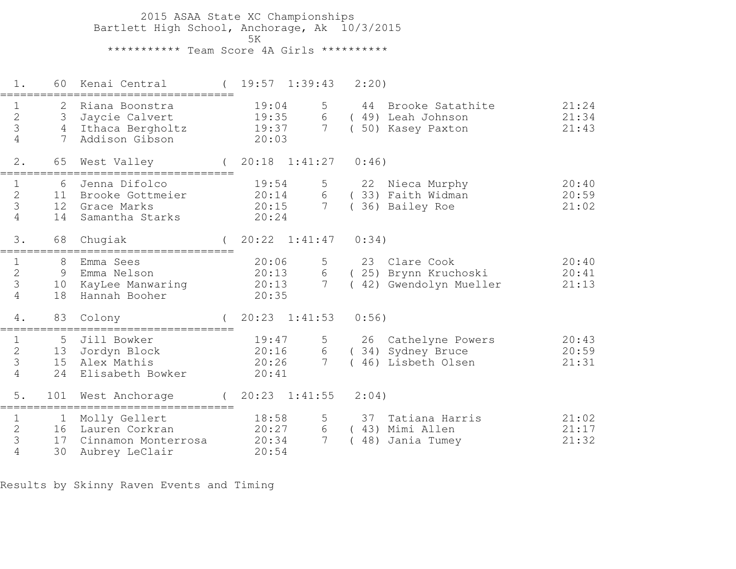2015 ASAA State XC Championships
Bartlett High School, Anchorage, Ak 10/3/2015
5K

*********** Team Score 4A Girls **********

```
  1.    60  Kenai Central        (  19:57  1:39:43   2:20)
=====================================
  1      2  Riana Boonstra           19:04     5     44  Brooke Satathite          21:24
  2      3  Jaycie Calvert           19:35     6   ( 49) Leah Johnson              21:34
  3      4  Ithaca Bergholtz         19:37     7   ( 50) Kasey Paxton              21:43
  4      7  Addison Gibson           20:03

  2.    65  West Valley          (  20:18  1:41:27   0:46)
=====================================
  1      6  Jenna Difolco            19:54     5     22  Nieca Murphy              20:40
  2     11  Brooke Gottmeier         20:14     6   ( 33) Faith Widman              20:59
  3     12  Grace Marks              20:15     7   ( 36) Bailey Roe                21:02
  4     14  Samantha Starks          20:24

  3.    68  Chugiak              (  20:22  1:41:47   0:34)
=====================================
  1      8  Emma Sees                20:06     5     23  Clare Cook                20:40
  2      9  Emma Nelson              20:13     6   ( 25) Brynn Kruchoski           20:41
  3     10  KayLee Manwaring         20:13     7   ( 42) Gwendolyn Mueller         21:13
  4     18  Hannah Booher            20:35

  4.    83  Colony               (  20:23  1:41:53   0:56)
=====================================
  1      5  Jill Bowker              19:47     5     26  Cathelyne Powers          20:43
  2     13  Jordyn Block             20:16     6   ( 34) Sydney Bruce              20:59
  3     15  Alex Mathis              20:26     7   ( 46) Lisbeth Olsen             21:31
  4     24  Elisabeth Bowker         20:41

  5.   101  West Anchorage       (  20:23  1:41:55   2:04)
=====================================
  1      1  Molly Gellert            18:58     5     37  Tatiana Harris            21:02
  2     16  Lauren Corkran           20:27     6   ( 43) Mimi Allen                21:17
  3     17  Cinnamon Monterrosa      20:34     7   ( 48) Jania Tumey               21:32
  4     30  Aubrey LeClair           20:54
```

Results by Skinny Raven Events and Timing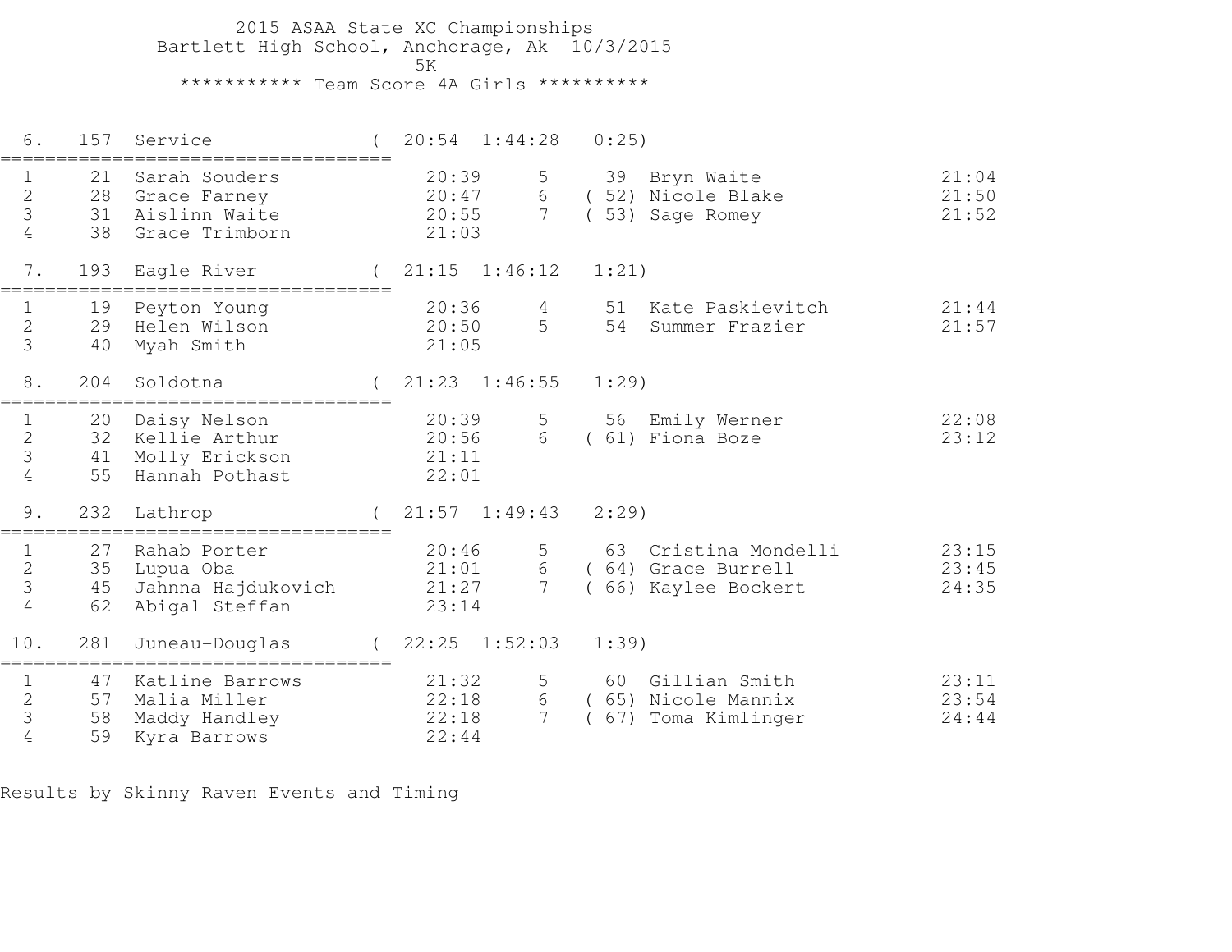2015 ASAA State XC Championships
Bartlett High School, Anchorage, Ak 10/3/2015
5K
*********** Team Score 4A Girls **********

```
  6.   157  Service              (  20:54  1:44:28   0:25)
=====================================
  1     21  Sarah Souders            20:39     5     39  Bryn Waite              21:04
  2     28  Grace Farney             20:47     6   ( 52) Nicole Blake            21:50
  3     31  Aislinn Waite            20:55     7   ( 53) Sage Romey              21:52
  4     38  Grace Trimborn           21:03

  7.   193  Eagle River          (  21:15  1:46:12   1:21)
=====================================
  1     19  Peyton Young             20:36     4     51  Kate Paskievitch        21:44
  2     29  Helen Wilson             20:50     5     54  Summer Frazier          21:57
  3     40  Myah Smith               21:05

  8.   204  Soldotna             (  21:23  1:46:55   1:29)
=====================================
  1     20  Daisy Nelson             20:39     5     56  Emily Werner            22:08
  2     32  Kellie Arthur            20:56     6   ( 61) Fiona Boze              23:12
  3     41  Molly Erickson           21:11
  4     55  Hannah Pothast           22:01

  9.   232  Lathrop              (  21:57  1:49:43   2:29)
=====================================
  1     27  Rahab Porter             20:46     5     63  Cristina Mondelli       23:15
  2     35  Lupua Oba                21:01     6   ( 64) Grace Burrell           23:45
  3     45  Jahnna Hajdukovich       21:27     7   ( 66) Kaylee Bockert          24:35
  4     62  Abigal Steffan           23:14

 10.   281  Juneau-Douglas       (  22:25  1:52:03   1:39)
=====================================
  1     47  Katline Barrows          21:32     5     60  Gillian Smith           23:11
  2     57  Malia Miller             22:18     6   ( 65) Nicole Mannix           23:54
  3     58  Maddy Handley            22:18     7   ( 67) Toma Kimlinger          24:44
  4     59  Kyra Barrows             22:44
```

Results by Skinny Raven Events and Timing